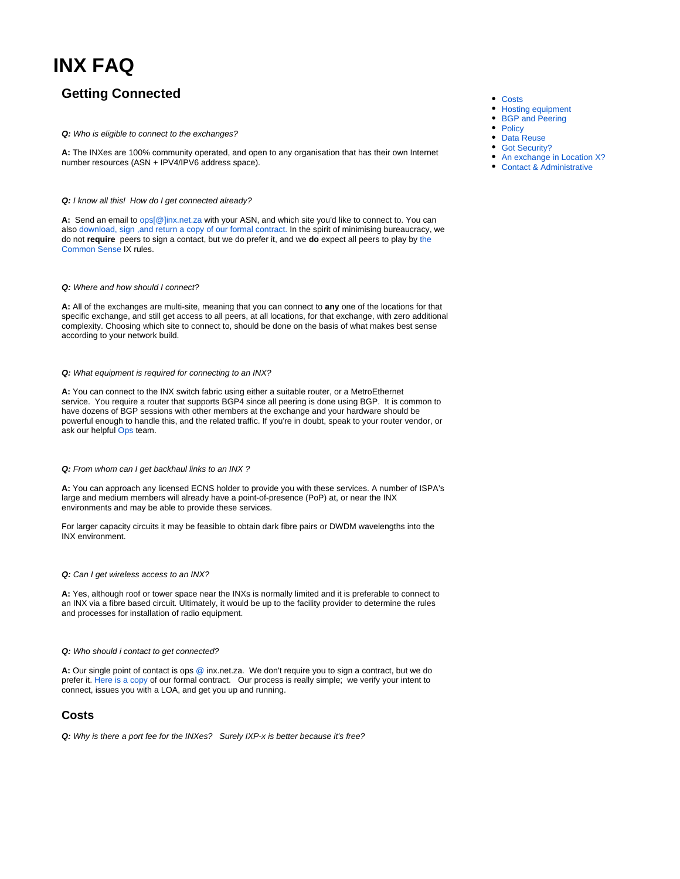# INX FAQ

- Costs
- Hosting equipment
- BGP and Peering
- Policy
- Data Reuse
- Got Security?
- An exchange in Location X?
- Contact & Administrative

## Getting Connected

***Q:*** *Who is eligible to connect to the exchanges?*

**A:** The INXes are 100% community operated, and open to any organisation that has their own Internet number resources (ASN + IPV4/IPV6 address space).

***Q:*** *I know all this! How do I get connected already?*

**A:** Send an email to ops[@]inx.net.za with your ASN, and which site you'd like to connect to. You can also download, sign ,and return a copy of our formal contract. In the spirit of minimising bureaucracy, we do not **require** peers to sign a contact, but we do prefer it, and we **do** expect all peers to play by the Common Sense IX rules.

***Q:*** *Where and how should I connect?*

**A:** All of the exchanges are multi-site, meaning that you can connect to **any** one of the locations for that specific exchange, and still get access to all peers, at all locations, for that exchange, with zero additional complexity. Choosing which site to connect to, should be done on the basis of what makes best sense according to your network build.

***Q:*** *What equipment is required for connecting to an INX?*

**A:** You can connect to the INX switch fabric using either a suitable router, or a MetroEthernet service. You require a router that supports BGP4 since all peering is done using BGP. It is common to have dozens of BGP sessions with other members at the exchange and your hardware should be powerful enough to handle this, and the related traffic. If you're in doubt, speak to your router vendor, or ask our helpful Ops team.

***Q:*** *From whom can I get backhaul links to an INX ?*

**A:** You can approach any licensed ECNS holder to provide you with these services. A number of ISPA's large and medium members will already have a point-of-presence (PoP) at, or near the INX environments and may be able to provide these services.

For larger capacity circuits it may be feasible to obtain dark fibre pairs or DWDM wavelengths into the INX environment.

***Q:*** *Can I get wireless access to an INX?*

**A:** Yes, although roof or tower space near the INXs is normally limited and it is preferable to connect to an INX via a fibre based circuit. Ultimately, it would be up to the facility provider to determine the rules and processes for installation of radio equipment.

***Q:*** *Who should i contact to get connected?*

**A:** Our single point of contact is ops @ inx.net.za. We don't require you to sign a contract, but we do prefer it. Here is a copy of our formal contract. Our process is really simple; we verify your intent to connect, issues you with a LOA, and get you up and running.

## Costs

***Q:*** *Why is there a port fee for the INXes? Surely IXP-x is better because it's free?*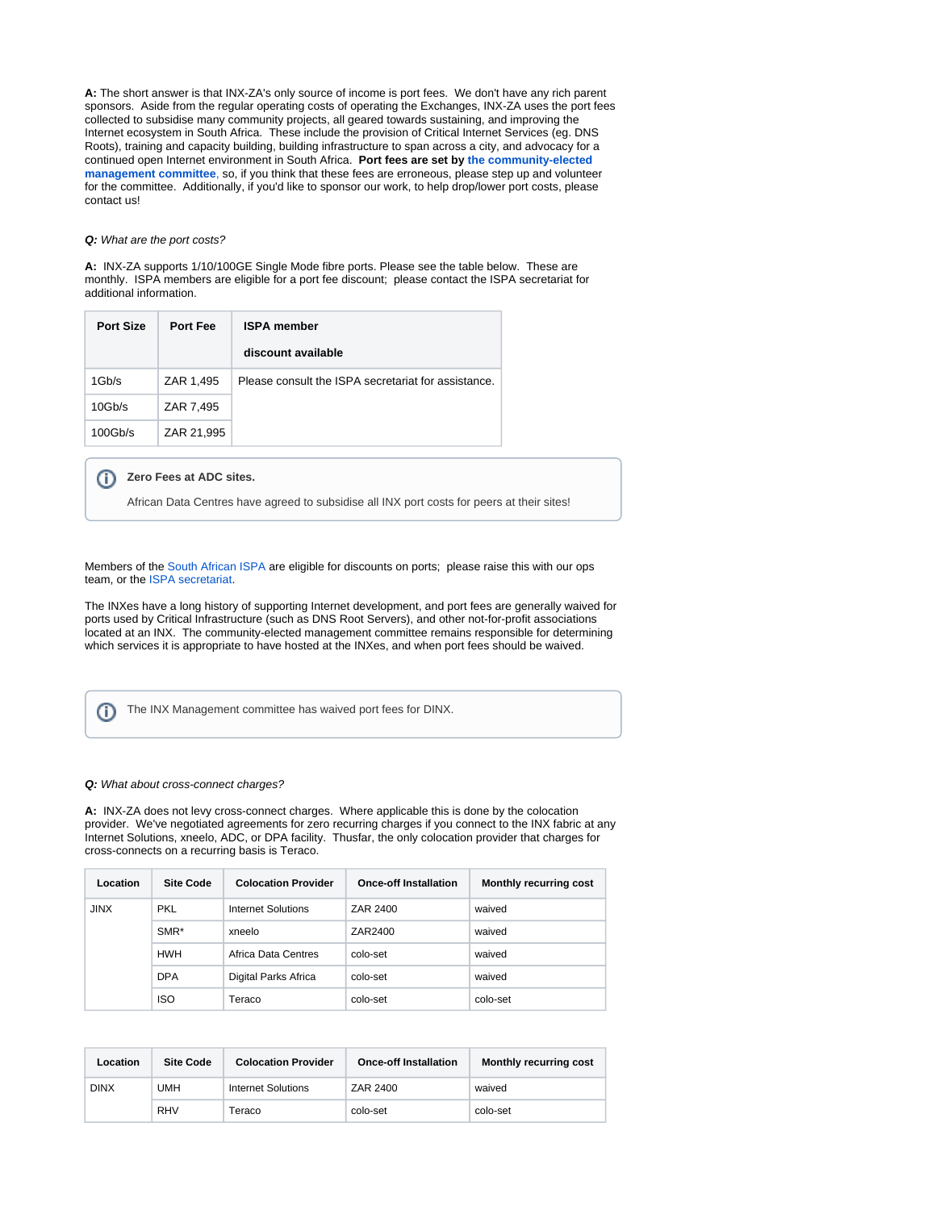**A:** The short answer is that INX-ZA's only source of income is port fees. We don't have any rich parent sponsors. Aside from the regular operating costs of operating the Exchanges, INX-ZA uses the port fees collected to subsidise many community projects, all geared towards sustaining, and improving the Internet ecosystem in South Africa. These include the provision of Critical Internet Services (eg. DNS Roots), training and capacity building, building infrastructure to span across a city, and advocacy for a continued open Internet environment in South Africa. **Port fees are set by the community-elected management committee**, so, if you think that these fees are erroneous, please step up and volunteer for the committee. Additionally, if you'd like to sponsor our work, to help drop/lower port costs, please contact us!

***Q:** What are the port costs?*

**A:** INX-ZA supports 1/10/100GE Single Mode fibre ports. Please see the table below. These are monthly. ISPA members are eligible for a port fee discount; please contact the ISPA secretariat for additional information.

| Port Size | Port Fee | ISPA member discount available |
|---|---|---|
| 1Gb/s | ZAR 1,495 | Please consult the ISPA secretariat for assistance. |
| 10Gb/s | ZAR 7,495 | |
| 100Gb/s | ZAR 21,995 | |

> **Zero Fees at ADC sites.**
>
> African Data Centres have agreed to subsidise all INX port costs for peers at their sites!

Members of the South African ISPA are eligible for discounts on ports; please raise this with our ops team, or the ISPA secretariat.

The INXes have a long history of supporting Internet development, and port fees are generally waived for ports used by Critical Infrastructure (such as DNS Root Servers), and other not-for-profit associations located at an INX. The community-elected management committee remains responsible for determining which services it is appropriate to have hosted at the INXes, and when port fees should be waived.

> The INX Management committee has waived port fees for DINX.

***Q:** What about cross-connect charges?*

**A:** INX-ZA does not levy cross-connect charges. Where applicable this is done by the colocation provider. We've negotiated agreements for zero recurring charges if you connect to the INX fabric at any Internet Solutions, xneelo, ADC, or DPA facility. Thusfar, the only colocation provider that charges for cross-connects on a recurring basis is Teraco.

| Location | Site Code | Colocation Provider | Once-off Installation | Monthly recurring cost |
|---|---|---|---|---|
| JINX | PKL | Internet Solutions | ZAR 2400 | waived |
| | SMR* | xneelo | ZAR2400 | waived |
| | HWH | Africa Data Centres | colo-set | waived |
| | DPA | Digital Parks Africa | colo-set | waived |
| | ISO | Teraco | colo-set | colo-set |

| Location | Site Code | Colocation Provider | Once-off Installation | Monthly recurring cost |
|---|---|---|---|---|
| DINX | UMH | Internet Solutions | ZAR 2400 | waived |
| | RHV | Teraco | colo-set | colo-set |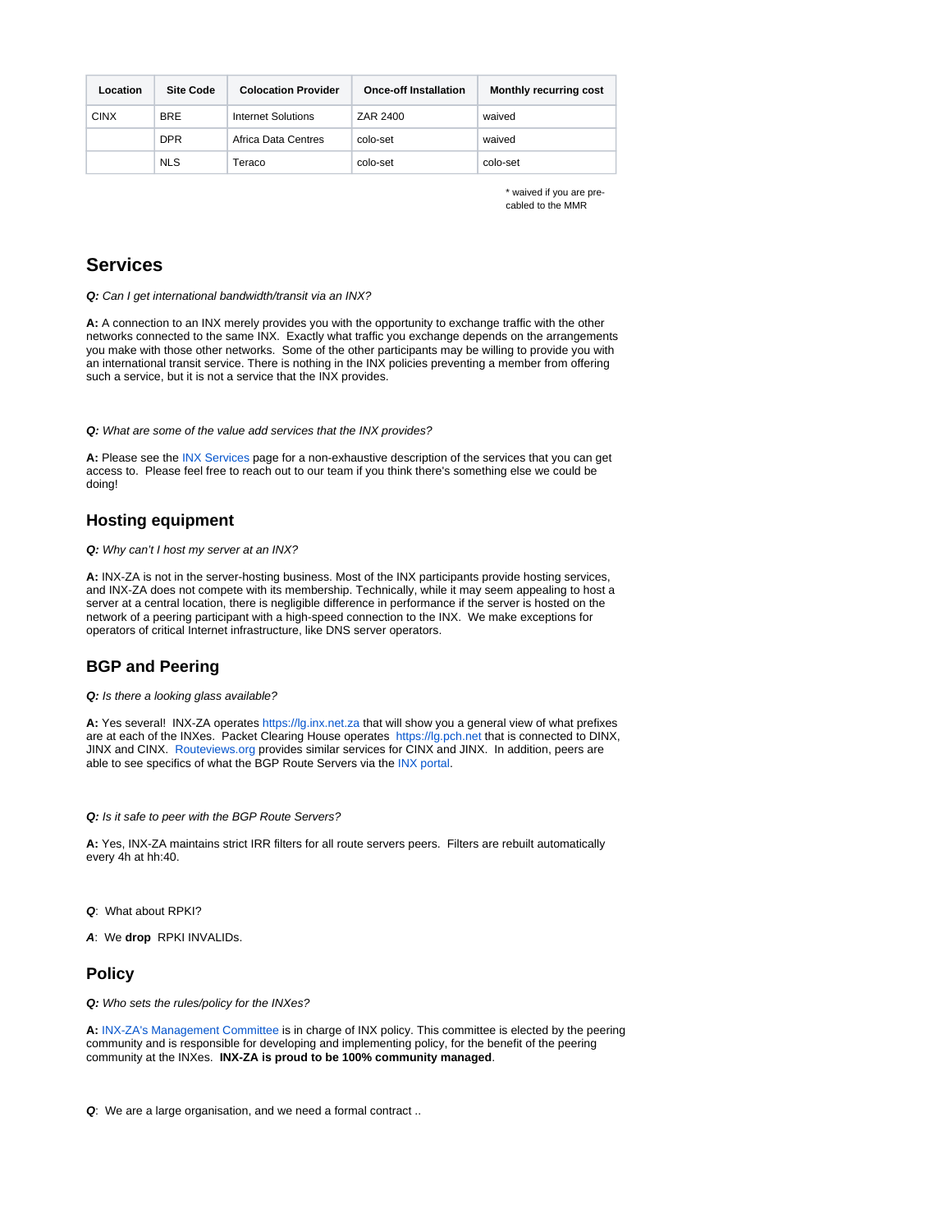| Location | Site Code | Colocation Provider | Once-off Installation | Monthly recurring cost |
|---|---|---|---|---|
| CINX | BRE | Internet Solutions | ZAR 2400 | waived |
| | DPR | Africa Data Centres | colo-set | waived |
| | NLS | Teraco | colo-set | colo-set |

\* waived if you are pre-cabled to the MMR

## Services

***Q:*** *Can I get international bandwidth/transit via an INX?*

**A:** A connection to an INX merely provides you with the opportunity to exchange traffic with the other networks connected to the same INX. Exactly what traffic you exchange depends on the arrangements you make with those other networks. Some of the other participants may be willing to provide you with an international transit service. There is nothing in the INX policies preventing a member from offering such a service, but it is not a service that the INX provides.

***Q:*** *What are some of the value add services that the INX provides?*

**A:** Please see the INX Services page for a non-exhaustive description of the services that you can get access to. Please feel free to reach out to our team if you think there's something else we could be doing!

### Hosting equipment

***Q:*** *Why can't I host my server at an INX?*

**A:** INX-ZA is not in the server-hosting business. Most of the INX participants provide hosting services, and INX-ZA does not compete with its membership. Technically, while it may seem appealing to host a server at a central location, there is negligible difference in performance if the server is hosted on the network of a peering participant with a high-speed connection to the INX. We make exceptions for operators of critical Internet infrastructure, like DNS server operators.

### BGP and Peering

***Q:*** *Is there a looking glass available?*

**A:** Yes several! INX-ZA operates https://lg.inx.net.za that will show you a general view of what prefixes are at each of the INXes. Packet Clearing House operates https://lg.pch.net that is connected to DINX, JINX and CINX. Routeviews.org provides similar services for CINX and JINX. In addition, peers are able to see specifics of what the BGP Route Servers via the INX portal.

***Q:*** *Is it safe to peer with the BGP Route Servers?*

**A:** Yes, INX-ZA maintains strict IRR filters for all route servers peers. Filters are rebuilt automatically every 4h at hh:40.

***Q***: What about RPKI?

***A***: We **drop** RPKI INVALIDs.

### Policy

***Q:*** *Who sets the rules/policy for the INXes?*

**A:** INX-ZA's Management Committee is in charge of INX policy. This committee is elected by the peering community and is responsible for developing and implementing policy, for the benefit of the peering community at the INXes. **INX-ZA is proud to be 100% community managed**.

***Q***: We are a large organisation, and we need a formal contract ..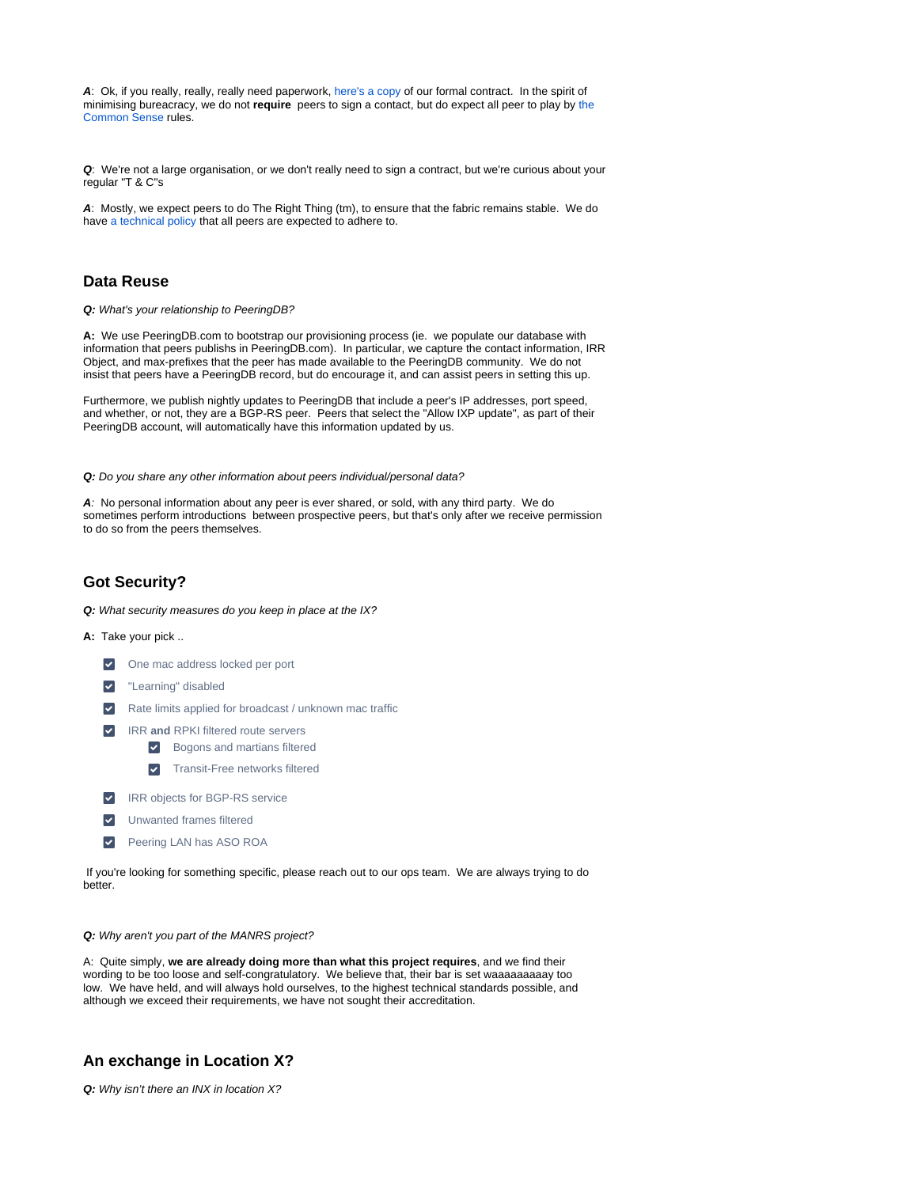***A***: Ok, if you really, really, really need paperwork, here's a copy of our formal contract. In the spirit of minimising bureacracy, we do not **require** peers to sign a contact, but do expect all peer to play by the Common Sense rules.

***Q***: We're not a large organisation, or we don't really need to sign a contract, but we're curious about your regular "T & C"s

***A***: Mostly, we expect peers to do The Right Thing (tm), to ensure that the fabric remains stable. We do have a technical policy that all peers are expected to adhere to.

## Data Reuse

***Q:*** *What's your relationship to PeeringDB?*

**A:** We use PeeringDB.com to bootstrap our provisioning process (ie. we populate our database with information that peers publishs in PeeringDB.com). In particular, we capture the contact information, IRR Object, and max-prefixes that the peer has made available to the PeeringDB community. We do not insist that peers have a PeeringDB record, but do encourage it, and can assist peers in setting this up.

Furthermore, we publish nightly updates to PeeringDB that include a peer's IP addresses, port speed, and whether, or not, they are a BGP-RS peer. Peers that select the "Allow IXP update", as part of their PeeringDB account, will automatically have this information updated by us.

***Q:*** *Do you share any other information about peers individual/personal data?*

***A***: No personal information about any peer is ever shared, or sold, with any third party. We do sometimes perform introductions between prospective peers, but that's only after we receive permission to do so from the peers themselves.

## Got Security?

***Q:*** *What security measures do you keep in place at the IX?*

**A:** Take your pick ..

- [x] One mac address locked per port
- [x] "Learning" disabled
- [x] Rate limits applied for broadcast / unknown mac traffic
- [x] IRR **and** RPKI filtered route servers
    - [x] Bogons and martians filtered
    - [x] Transit-Free networks filtered
- [x] IRR objects for BGP-RS service
- [x] Unwanted frames filtered
- [x] Peering LAN has ASO ROA

If you're looking for something specific, please reach out to our ops team. We are always trying to do better.

***Q:*** *Why aren't you part of the MANRS project?*

A: Quite simply, **we are already doing more than what this project requires**, and we find their wording to be too loose and self-congratulatory. We believe that, their bar is set waaaaaaaaay too low. We have held, and will always hold ourselves, to the highest technical standards possible, and although we exceed their requirements, we have not sought their accreditation.

## An exchange in Location X?

***Q:*** *Why isn't there an INX in location X?*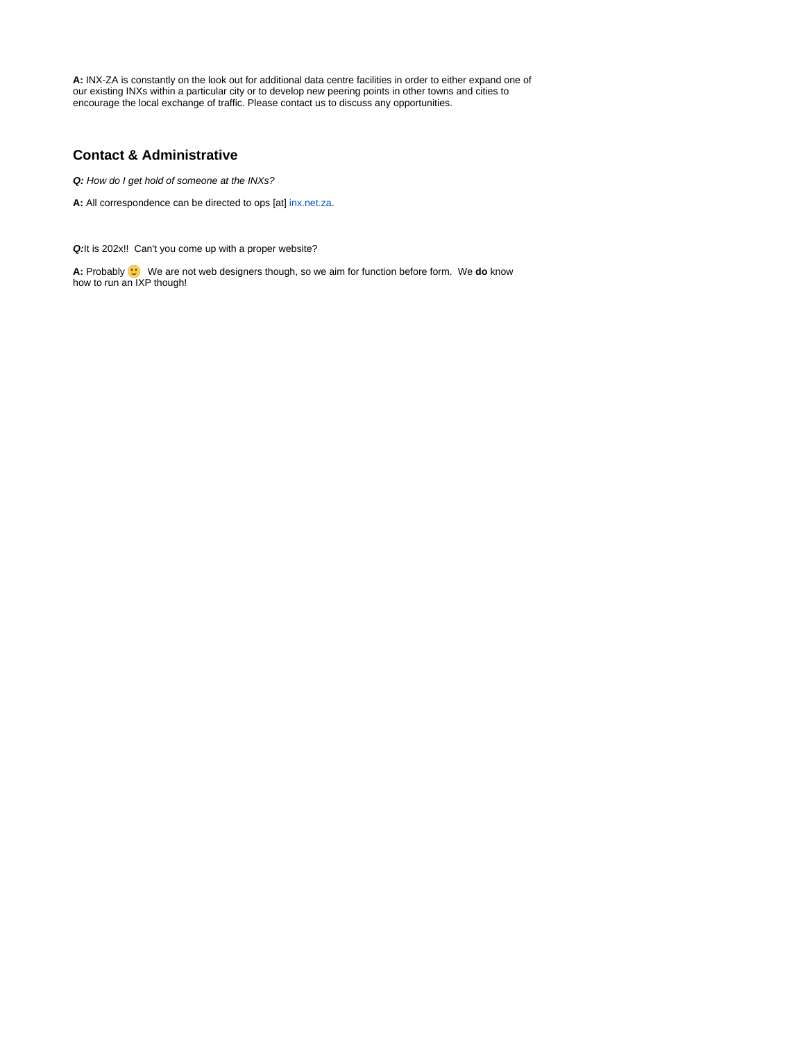**A:** INX-ZA is constantly on the look out for additional data centre facilities in order to either expand one of our existing INXs within a particular city or to develop new peering points in other towns and cities to encourage the local exchange of traffic. Please contact us to discuss any opportunities.

## Contact & Administrative

***Q:*** *How do I get hold of someone at the INXs?*

**A:** All correspondence can be directed to ops [at] inx.net.za.

***Q:***It is 202x!! Can't you come up with a proper website?

**A:** Probably 🙂 We are not web designers though, so we aim for function before form. We **do** know how to run an IXP though!